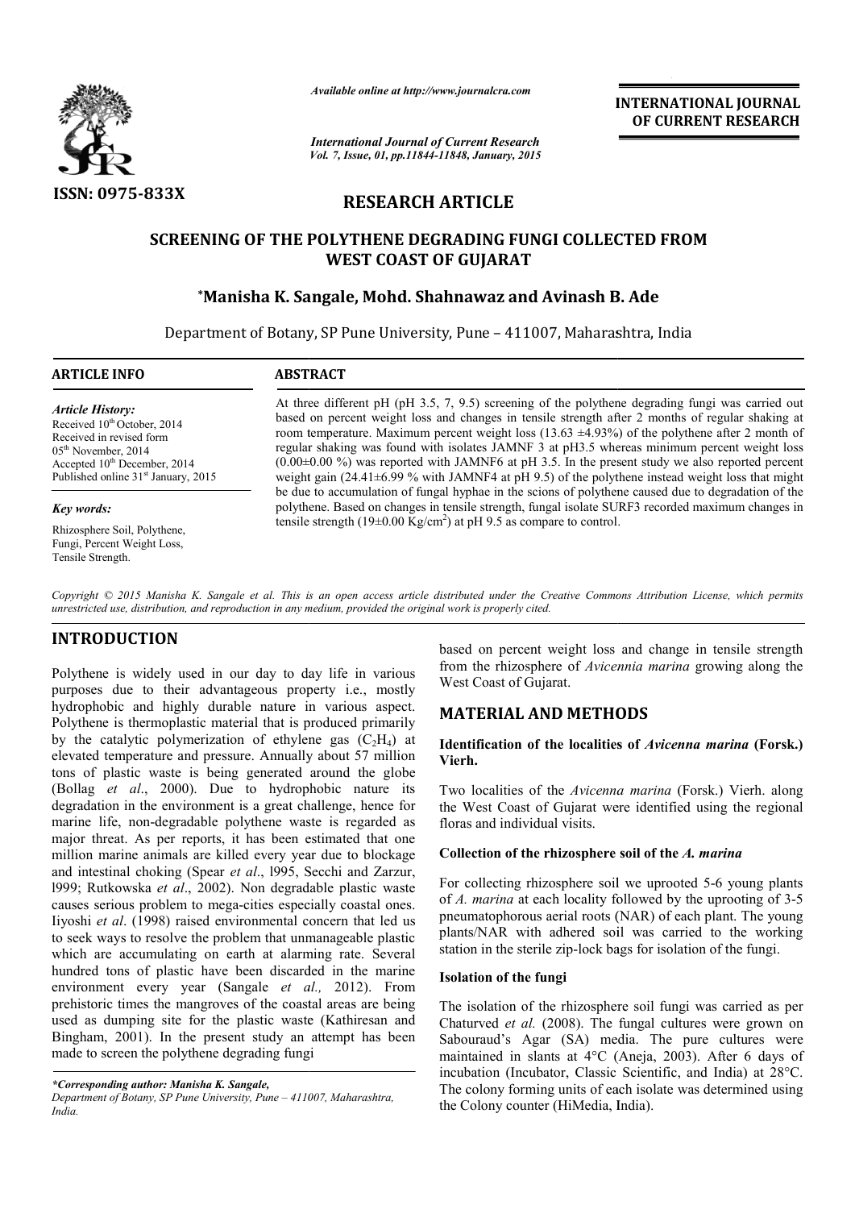**ISSN: 0975-833X**

*Available online at http://www.journalcra.com*

*International Journal of Current Research*
*Vol. 7, Issue, 01, pp.11844-11848, January, 2015*

**INTERNATIONAL JOURNAL OF CURRENT RESEARCH**

## RESEARCH ARTICLE

# SCREENING OF THE POLYTHENE DEGRADING FUNGI COLLECTED FROM WEST COAST OF GUJARAT

**\*Manisha K. Sangale, Mohd. Shahnawaz and Avinash B. Ade**

Department of Botany, SP Pune University, Pune – 411007, Maharashtra, India

### ARTICLE INFO

*Article History:*
Received 10th October, 2014
Received in revised form 05th November, 2014
Accepted 10th December, 2014
Published online 31st January, 2015

*Key words:*
Rhizosphere Soil, Polythene, Fungi, Percent Weight Loss, Tensile Strength.

### ABSTRACT

At three different pH (pH 3.5, 7, 9.5) screening of the polythene degrading fungi was carried out based on percent weight loss and changes in tensile strength after 2 months of regular shaking at room temperature. Maximum percent weight loss (13.63 ±4.93%) of the polythene after 2 month of regular shaking was found with isolates JAMNF 3 at pH3.5 whereas minimum percent weight loss (0.00±0.00 %) was reported with JAMNF6 at pH 3.5. In the present study we also reported percent weight gain (24.41±6.99 % with JAMNF4 at pH 9.5) of the polythene instead weight loss that might be due to accumulation of fungal hyphae in the scions of polythene caused due to degradation of the polythene. Based on changes in tensile strength, fungal isolate SURF3 recorded maximum changes in tensile strength (19±0.00 Kg/$cm^2$) at pH 9.5 as compare to control.

*Copyright © 2015 Manisha K. Sangale et al. This is an open access article distributed under the Creative Commons Attribution License, which permits unrestricted use, distribution, and reproduction in any medium, provided the original work is properly cited.*

## INTRODUCTION

Polythene is widely used in our day to day life in various purposes due to their advantageous property i.e., mostly hydrophobic and highly durable nature in various aspect. Polythene is thermoplastic material that is produced primarily by the catalytic polymerization of ethylene gas ($C_2H_4$) at elevated temperature and pressure. Annually about 57 million tons of plastic waste is being generated around the globe (Bollag *et al*., 2000). Due to hydrophobic nature its degradation in the environment is a great challenge, hence for marine life, non-degradable polythene waste is regarded as major threat. As per reports, it has been estimated that one million marine animals are killed every year due to blockage and intestinal choking (Spear *et al*., l995, Secchi and Zarzur, l999; Rutkowska *et al*., 2002). Non degradable plastic waste causes serious problem to mega-cities especially coastal ones. Iiyoshi *et al*. (1998) raised environmental concern that led us to seek ways to resolve the problem that unmanageable plastic which are accumulating on earth at alarming rate. Several hundred tons of plastic have been discarded in the marine environment every year (Sangale *et al.,* 2012). From prehistoric times the mangroves of the coastal areas are being used as dumping site for the plastic waste (Kathiresan and Bingham, 2001). In the present study an attempt has been made to screen the polythene degrading fungi based on percent weight loss and change in tensile strength from the rhizosphere of *Avicennia marina* growing along the West Coast of Gujarat.

## MATERIAL AND METHODS

### Identification of the localities of *Avicenna marina* (Forsk.) Vierh.

Two localities of the *Avicenna marina* (Forsk.) Vierh. along the West Coast of Gujarat were identified using the regional floras and individual visits.

### Collection of the rhizosphere soil of the *A. marina*

For collecting rhizosphere soil we uprooted 5-6 young plants of *A. marina* at each locality followed by the uprooting of 3-5 pneumatophorous aerial roots (NAR) of each plant. The young plants/NAR with adhered soil was carried to the working station in the sterile zip-lock bags for isolation of the fungi.

### Isolation of the fungi

The isolation of the rhizosphere soil fungi was carried as per Chaturved *et al.* (2008). The fungal cultures were grown on Sabouraud's Agar (SA) media. The pure cultures were maintained in slants at 4°C (Aneja, 2003). After 6 days of incubation (Incubator, Classic Scientific, and India) at 28°C. The colony forming units of each isolate was determined using the Colony counter (HiMedia, India).

*\*Corresponding author: Manisha K. Sangale,*
*Department of Botany, SP Pune University, Pune – 411007, Maharashtra, India.*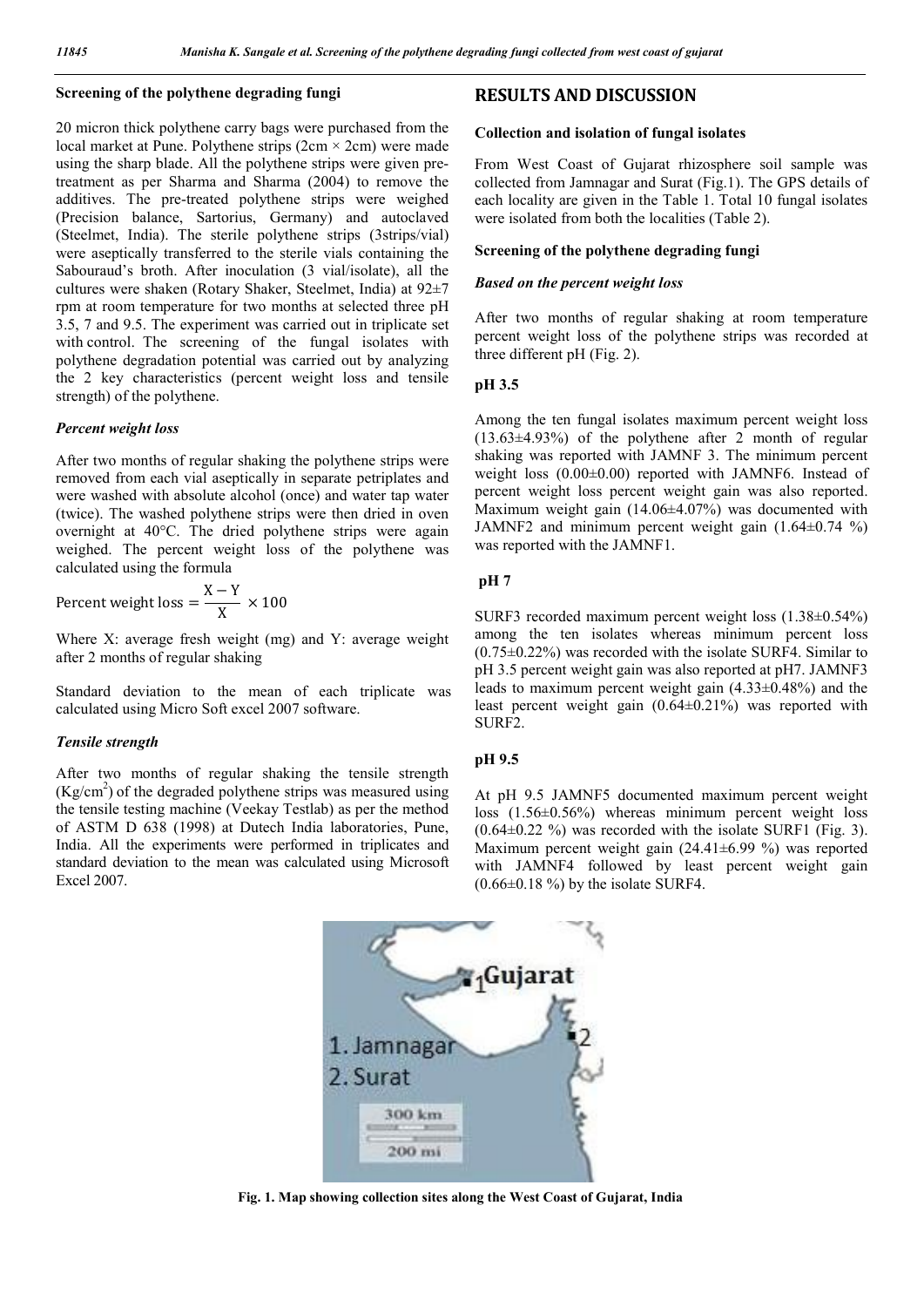### Screening of the polythene degrading fungi

20 micron thick polythene carry bags were purchased from the local market at Pune. Polythene strips (2cm × 2cm) were made using the sharp blade. All the polythene strips were given pre-treatment as per Sharma and Sharma (2004) to remove the additives. The pre-treated polythene strips were weighed (Precision balance, Sartorius, Germany) and autoclaved (Steelmet, India). The sterile polythene strips (3strips/vial) were aseptically transferred to the sterile vials containing the Sabouraud's broth. After inoculation (3 vial/isolate), all the cultures were shaken (Rotary Shaker, Steelmet, India) at 92±7 rpm at room temperature for two months at selected three pH 3.5, 7 and 9.5. The experiment was carried out in triplicate set with control. The screening of the fungal isolates with polythene degradation potential was carried out by analyzing the 2 key characteristics (percent weight loss and tensile strength) of the polythene.

#### *Percent weight loss*

After two months of regular shaking the polythene strips were removed from each vial aseptically in separate petriplates and were washed with absolute alcohol (once) and water tap water (twice). The washed polythene strips were then dried in oven overnight at 40°C. The dried polythene strips were again weighed. The percent weight loss of the polythene was calculated using the formula

$$\text{Percent weight loss} = \frac{X - Y}{X} \times 100$$

Where X: average fresh weight (mg) and Y: average weight after 2 months of regular shaking

Standard deviation to the mean of each triplicate was calculated using Micro Soft excel 2007 software.

#### *Tensile strength*

After two months of regular shaking the tensile strength ($Kg/cm^2$) of the degraded polythene strips was measured using the tensile testing machine (Veekay Testlab) as per the method of ASTM D 638 (1998) at Dutech India laboratories, Pune, India. All the experiments were performed in triplicates and standard deviation to the mean was calculated using Microsoft Excel 2007.

## RESULTS AND DISCUSSION

### Collection and isolation of fungal isolates

From West Coast of Gujarat rhizosphere soil sample was collected from Jamnagar and Surat (Fig.1). The GPS details of each locality are given in the Table 1. Total 10 fungal isolates were isolated from both the localities (Table 2).

### Screening of the polythene degrading fungi

#### *Based on the percent weight loss*

After two months of regular shaking at room temperature percent weight loss of the polythene strips was recorded at three different pH (Fig. 2).

#### pH 3.5

Among the ten fungal isolates maximum percent weight loss (13.63±4.93%) of the polythene after 2 month of regular shaking was reported with JAMNF 3. The minimum percent weight loss (0.00±0.00) reported with JAMNF6. Instead of percent weight loss percent weight gain was also reported. Maximum weight gain (14.06±4.07%) was documented with JAMNF2 and minimum percent weight gain (1.64±0.74 %) was reported with the JAMNF1.

#### pH 7

SURF3 recorded maximum percent weight loss (1.38±0.54%) among the ten isolates whereas minimum percent loss (0.75±0.22%) was recorded with the isolate SURF4. Similar to pH 3.5 percent weight gain was also reported at pH7. JAMNF3 leads to maximum percent weight gain (4.33±0.48%) and the least percent weight gain (0.64±0.21%) was reported with SURF2.

#### pH 9.5

At pH 9.5 JAMNF5 documented maximum percent weight loss (1.56±0.56%) whereas minimum percent weight loss (0.64±0.22 %) was recorded with the isolate SURF1 (Fig. 3). Maximum percent weight gain (24.41±6.99 %) was reported with JAMNF4 followed by least percent weight gain (0.66±0.18 %) by the isolate SURF4.

**Fig. 1. Map showing collection sites along the West Coast of Gujarat, India**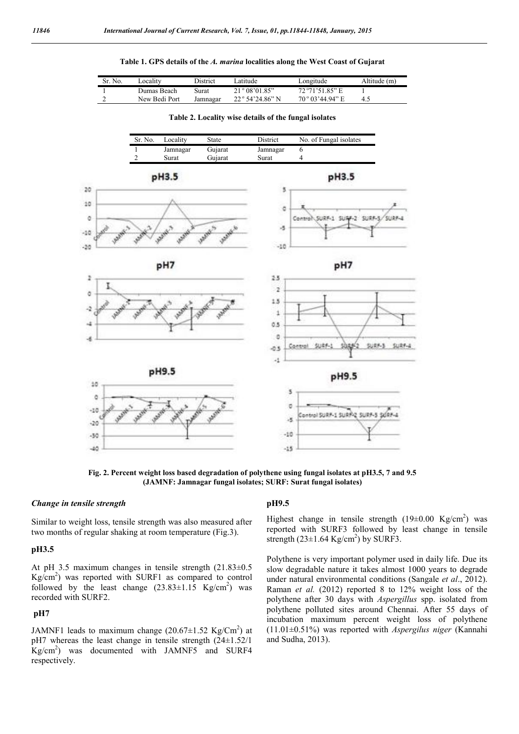**Table 1. GPS details of the *A. marina* localities along the West Coast of Gujarat**

| Sr. No. | Locality | District | Latitude | Longitude | Altitude (m) |
|---|---|---|---|---|---|
| 1 | Dumas Beach | Surat | 21 º 08'01.85" | 72 º71'51.85" E | 1 |
| 2 | New Bedi Port | Jamnagar | 22 º 54'24.86" N | 70 º 03'44.94" E | 4.5 |

**Table 2. Locality wise details of the fungal isolates**

| Sr. No. | Locality | State | District | No. of Fungal isolates |
|---|---|---|---|---|
| 1 | Jamnagar | Gujarat | Jamnagar | 6 |
| 2 | Surat | Gujarat | Surat | 4 |

**Fig. 2. Percent weight loss based degradation of polythene using fungal isolates at pH3.5, 7 and 9.5 (JAMNF: Jamnagar fungal isolates; SURF: Surat fungal isolates)**

### *Change in tensile strength*

Similar to weight loss, tensile strength was also measured after two months of regular shaking at room temperature (Fig.3).

### pH3.5

At pH 3.5 maximum changes in tensile strength (21.83±0.5 Kg/cm$^2$) was reported with SURF1 as compared to control followed by the least change (23.83±1.15 Kg/cm$^2$) was recorded with SURF2.

### pH7

JAMNF1 leads to maximum change (20.67±1.52 Kg/Cm$^2$) at pH7 whereas the least change in tensile strength (24±1.52/1 Kg/cm$^2$) was documented with JAMNF5 and SURF4 respectively.

### pH9.5

Highest change in tensile strength (19±0.00 Kg/cm$^2$) was reported with SURF3 followed by least change in tensile strength (23±1.64 Kg/cm$^2$) by SURF3.

Polythene is very important polymer used in daily life. Due its slow degradable nature it takes almost 1000 years to degrade under natural environmental conditions (Sangale *et al*., 2012). Raman *et al.* (2012) reported 8 to 12% weight loss of the polythene after 30 days with *Aspergillus* spp. isolated from polythene polluted sites around Chennai. After 55 days of incubation maximum percent weight loss of polythene (11.01±0.51%) was reported with *Aspergilus niger* (Kannahi and Sudha, 2013).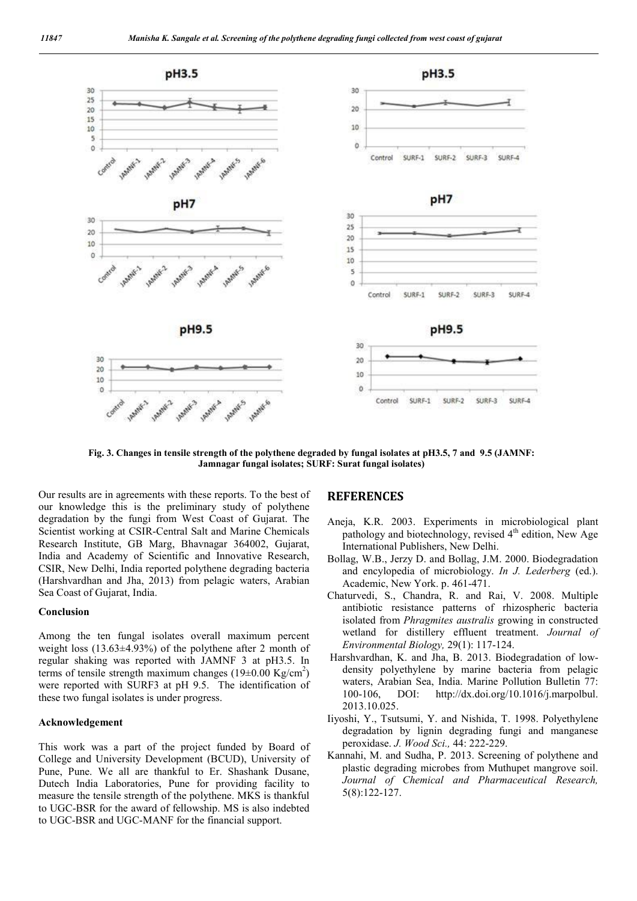Fig. 3. Changes in tensile strength of the polythene degraded by fungal isolates at pH3.5, 7 and 9.5 (JAMNF: Jamnagar fungal isolates; SURF: Surat fungal isolates)

Our results are in agreements with these reports. To the best of our knowledge this is the preliminary study of polythene degradation by the fungi from West Coast of Gujarat. The Scientist working at CSIR-Central Salt and Marine Chemicals Research Institute, GB Marg, Bhavnagar 364002, Gujarat, India and Academy of Scientific and Innovative Research, CSIR, New Delhi, India reported polythene degrading bacteria (Harshvardhan and Jha, 2013) from pelagic waters, Arabian Sea Coast of Gujarat, India.

### Conclusion

Among the ten fungal isolates overall maximum percent weight loss (13.63±4.93%) of the polythene after 2 month of regular shaking was reported with JAMNF 3 at pH3.5. In terms of tensile strength maximum changes (19±0.00 Kg/cm$^2$) were reported with SURF3 at pH 9.5. The identification of these two fungal isolates is under progress.

### Acknowledgement

This work was a part of the project funded by Board of College and University Development (BCUD), University of Pune, Pune. We all are thankful to Er. Shashank Dusane, Dutech India Laboratories, Pune for providing facility to measure the tensile strength of the polythene. MKS is thankful to UGC-BSR for the award of fellowship. MS is also indebted to UGC-BSR and UGC-MANF for the financial support.

## REFERENCES

Aneja, K.R. 2003. Experiments in microbiological plant pathology and biotechnology, revised 4$^{th}$ edition, New Age International Publishers, New Delhi.

Bollag, W.B., Jerzy D. and Bollag, J.M. 2000. Biodegradation and encylopedia of microbiology. *In J. Lederberg* (ed.). Academic, New York. p. 461-471.

Chaturvedi, S., Chandra, R. and Rai, V. 2008. Multiple antibiotic resistance patterns of rhizospheric bacteria isolated from *Phragmites australis* growing in constructed wetland for distillery effluent treatment. *Journal of Environmental Biology,* 29(1): 117-124.

Harshvardhan, K. and Jha, B. 2013. Biodegradation of low-density polyethylene by marine bacteria from pelagic waters, Arabian Sea, India. Marine Pollution Bulletin 77: 100-106, DOI: http://dx.doi.org/10.1016/j.marpolbul.2013.10.025.

Iiyoshi, Y., Tsutsumi, Y. and Nishida, T. 1998. Polyethylene degradation by lignin degrading fungi and manganese peroxidase. *J. Wood Sci.,* 44: 222-229.

Kannahi, M. and Sudha, P. 2013. Screening of polythene and plastic degrading microbes from Muthupet mangrove soil. *Journal of Chemical and Pharmaceutical Research,* 5(8):122-127.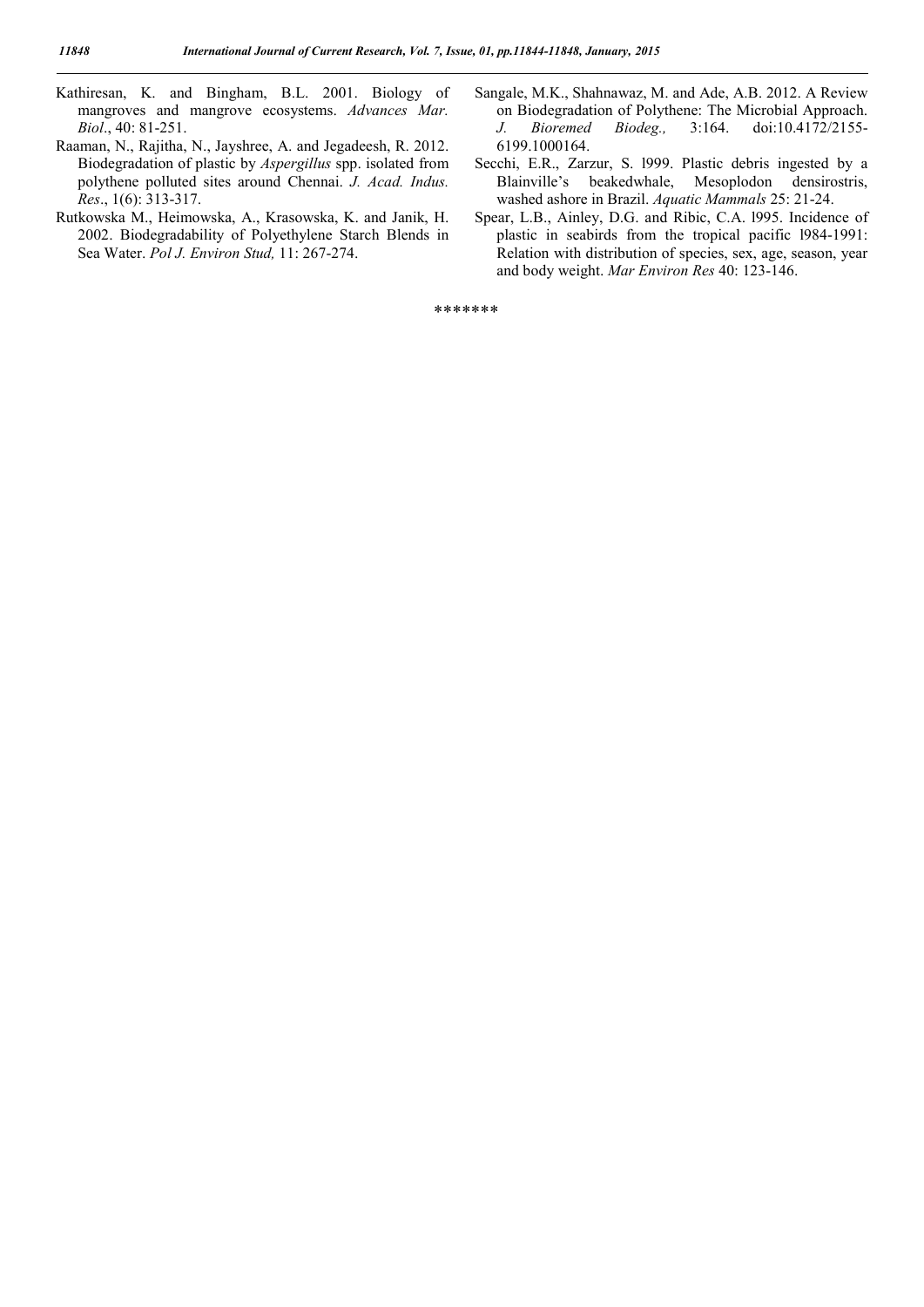Kathiresan, K. and Bingham, B.L. 2001. Biology of mangroves and mangrove ecosystems. *Advances Mar. Biol*., 40: 81-251.

Raaman, N., Rajitha, N., Jayshree, A. and Jegadeesh, R. 2012. Biodegradation of plastic by *Aspergillus* spp. isolated from polythene polluted sites around Chennai. *J. Acad. Indus. Res*., 1(6): 313-317.

Rutkowska M., Heimowska, A., Krasowska, K. and Janik, H. 2002. Biodegradability of Polyethylene Starch Blends in Sea Water. *Pol J. Environ Stud,* 11: 267-274.

Sangale, M.K., Shahnawaz, M. and Ade, A.B. 2012. A Review on Biodegradation of Polythene: The Microbial Approach. *J. Bioremed Biodeg.,* 3:164. doi:10.4172/2155-6199.1000164.

Secchi, E.R., Zarzur, S. l999. Plastic debris ingested by a Blainville's beakedwhale, Mesoplodon densirostris, washed ashore in Brazil. *Aquatic Mammals* 25: 21-24.

Spear, L.B., Ainley, D.G. and Ribic, C.A. l995. Incidence of plastic in seabirds from the tropical pacific l984-1991: Relation with distribution of species, sex, age, season, year and body weight. *Mar Environ Res* 40: 123-146.

*******